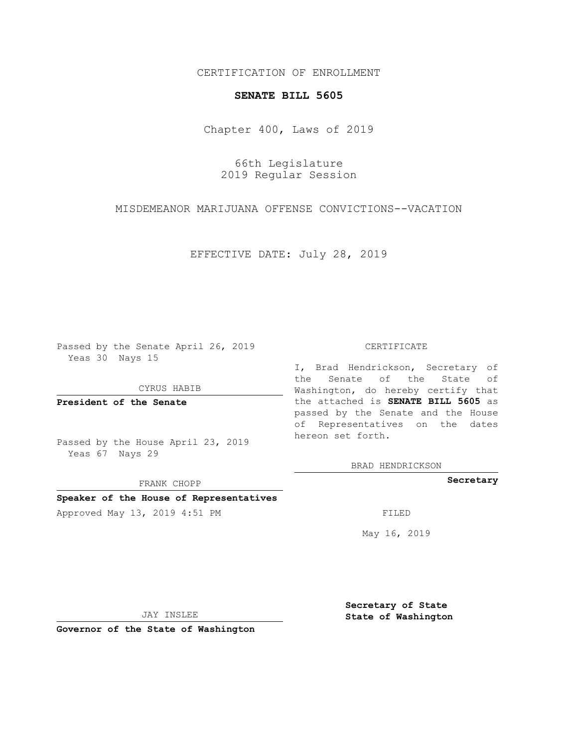CERTIFICATION OF ENROLLMENT

**SENATE BILL 5605**

Chapter 400, Laws of 2019

66th Legislature
2019 Regular Session

MISDEMEANOR MARIJUANA OFFENSE CONVICTIONS--VACATION

EFFECTIVE DATE: July 28, 2019

Passed by the Senate April 26, 2019
Yeas 30 Nays 15

CYRUS HABIB

**President of the Senate**

Passed by the House April 23, 2019
Yeas 67 Nays 29

FRANK CHOPP

**Speaker of the House of Representatives**

Approved May 13, 2019 4:51 PM

JAY INSLEE

**Governor of the State of Washington**

CERTIFICATE

I, Brad Hendrickson, Secretary of the Senate of the State of Washington, do hereby certify that the attached is **SENATE BILL 5605** as passed by the Senate and the House of Representatives on the dates hereon set forth.

BRAD HENDRICKSON

**Secretary**

FILED

May 16, 2019

**Secretary of State**
**State of Washington**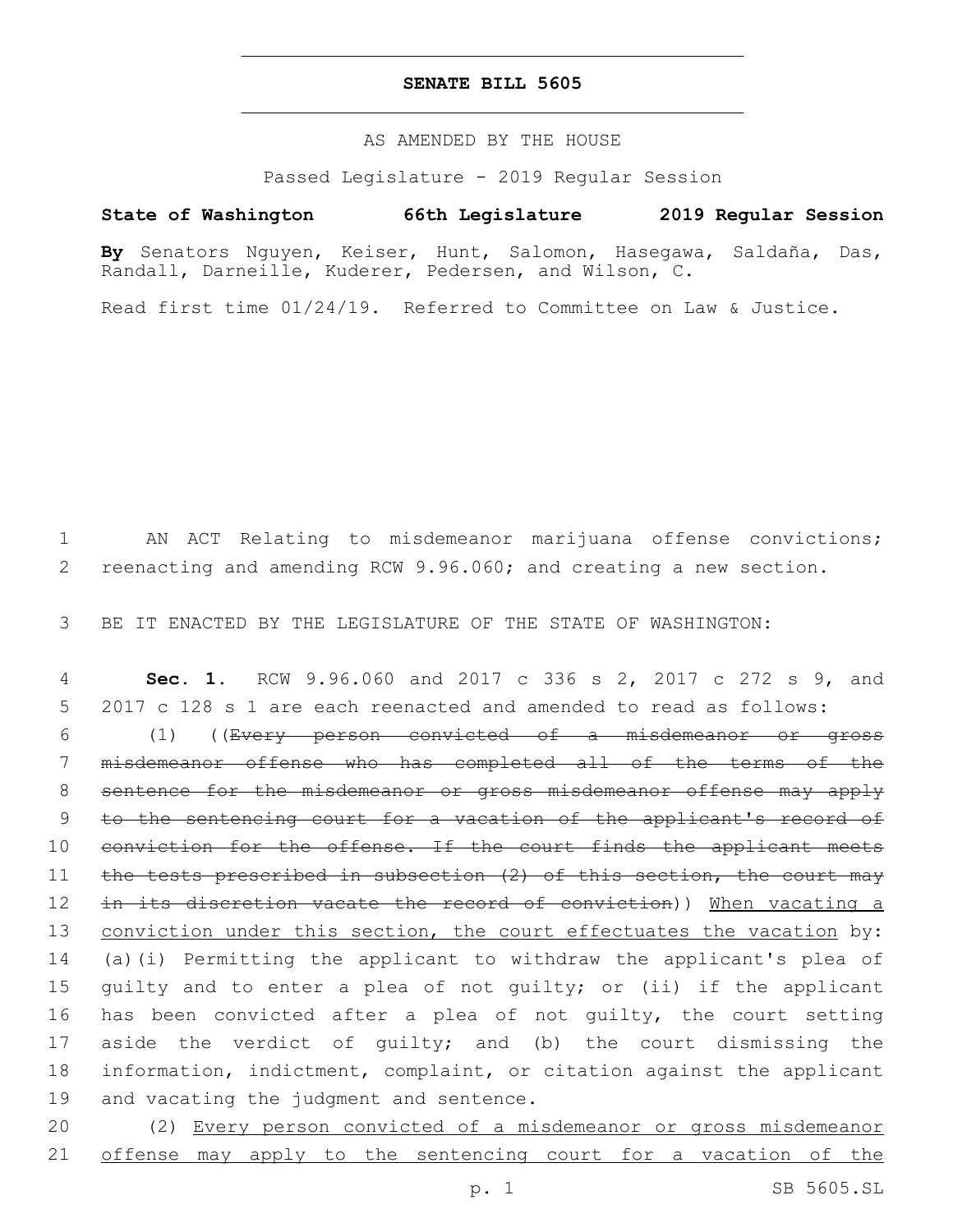# SENATE BILL 5605

AS AMENDED BY THE HOUSE

Passed Legislature - 2019 Regular Session

**State of Washington 66th Legislature 2019 Regular Session**

**By** Senators Nguyen, Keiser, Hunt, Salomon, Hasegawa, Saldaña, Das, Randall, Darneille, Kuderer, Pedersen, and Wilson, C.

Read first time 01/24/19. Referred to Committee on Law & Justice.

AN ACT Relating to misdemeanor marijuana offense convictions; reenacting and amending RCW 9.96.060; and creating a new section.

BE IT ENACTED BY THE LEGISLATURE OF THE STATE OF WASHINGTON:

**Sec. 1.** RCW 9.96.060 and 2017 c 336 s 2, 2017 c 272 s 9, and 2017 c 128 s 1 are each reenacted and amended to read as follows:

(1) ((~~Every person convicted of a misdemeanor or gross misdemeanor offense who has completed all of the terms of the sentence for the misdemeanor or gross misdemeanor offense may apply to the sentencing court for a vacation of the applicant's record of conviction for the offense. If the court finds the applicant meets the tests prescribed in subsection (2) of this section, the court may in its discretion vacate the record of conviction~~)) <u>When vacating a conviction under this section, the court effectuates the vacation</u> by: (a)(i) Permitting the applicant to withdraw the applicant's plea of guilty and to enter a plea of not guilty; or (ii) if the applicant has been convicted after a plea of not guilty, the court setting aside the verdict of guilty; and (b) the court dismissing the information, indictment, complaint, or citation against the applicant and vacating the judgment and sentence.

(2) <u>Every person convicted of a misdemeanor or gross misdemeanor offense may apply to the sentencing court for a vacation of the</u>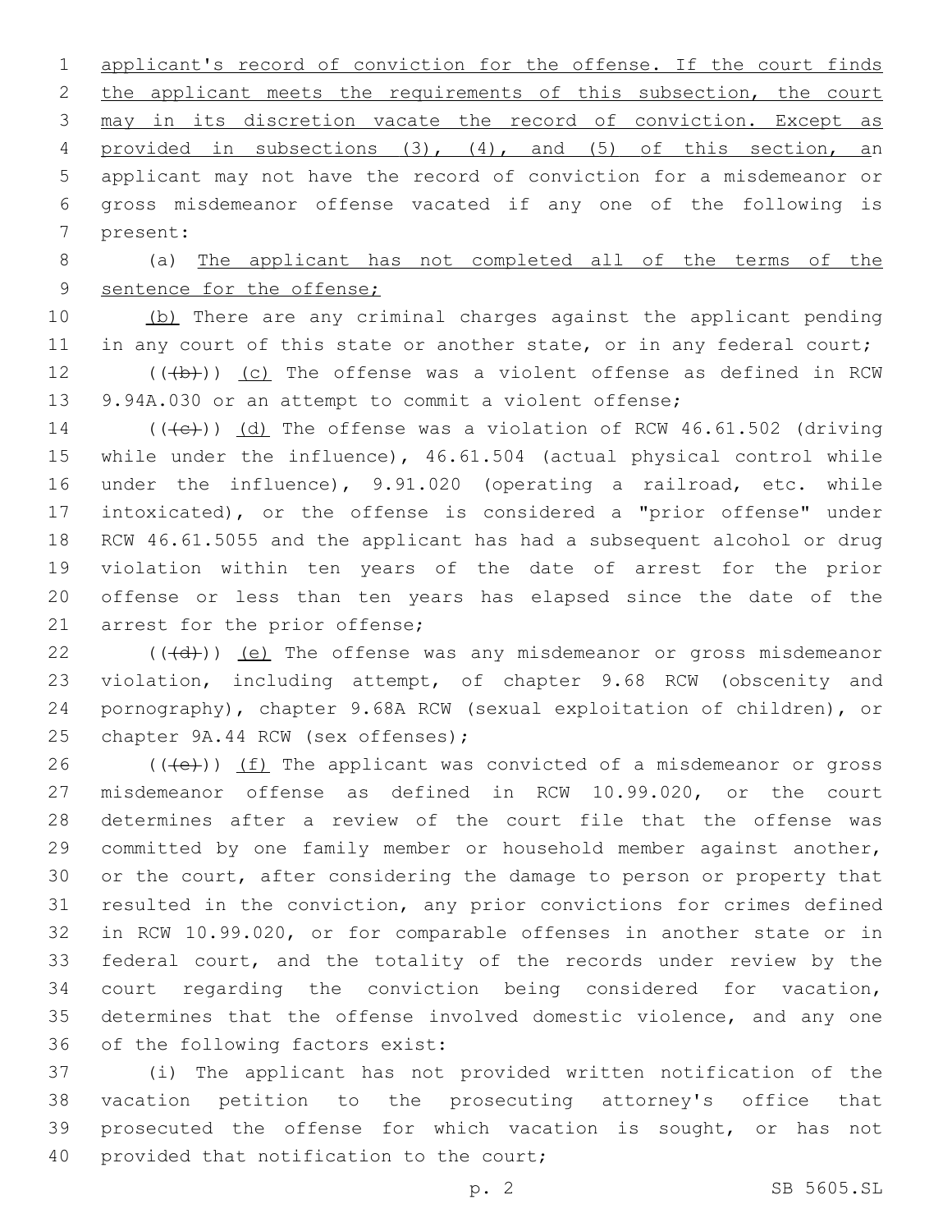applicant's record of conviction for the offense. If the court finds the applicant meets the requirements of this subsection, the court may in its discretion vacate the record of conviction. Except as provided in subsections (3), (4), and (5) of this section, an applicant may not have the record of conviction for a misdemeanor or gross misdemeanor offense vacated if any one of the following is present:

(a) The applicant has not completed all of the terms of the sentence for the offense;

(b) There are any criminal charges against the applicant pending in any court of this state or another state, or in any federal court;

((~~(b)~~)) (c) The offense was a violent offense as defined in RCW 9.94A.030 or an attempt to commit a violent offense;

((~~(c)~~)) (d) The offense was a violation of RCW 46.61.502 (driving while under the influence), 46.61.504 (actual physical control while under the influence), 9.91.020 (operating a railroad, etc. while intoxicated), or the offense is considered a "prior offense" under RCW 46.61.5055 and the applicant has had a subsequent alcohol or drug violation within ten years of the date of arrest for the prior offense or less than ten years has elapsed since the date of the arrest for the prior offense;

((~~(d)~~)) (e) The offense was any misdemeanor or gross misdemeanor violation, including attempt, of chapter 9.68 RCW (obscenity and pornography), chapter 9.68A RCW (sexual exploitation of children), or chapter 9A.44 RCW (sex offenses);

((~~(e)~~)) (f) The applicant was convicted of a misdemeanor or gross misdemeanor offense as defined in RCW 10.99.020, or the court determines after a review of the court file that the offense was committed by one family member or household member against another, or the court, after considering the damage to person or property that resulted in the conviction, any prior convictions for crimes defined in RCW 10.99.020, or for comparable offenses in another state or in federal court, and the totality of the records under review by the court regarding the conviction being considered for vacation, determines that the offense involved domestic violence, and any one of the following factors exist:

(i) The applicant has not provided written notification of the vacation petition to the prosecuting attorney's office that prosecuted the offense for which vacation is sought, or has not provided that notification to the court;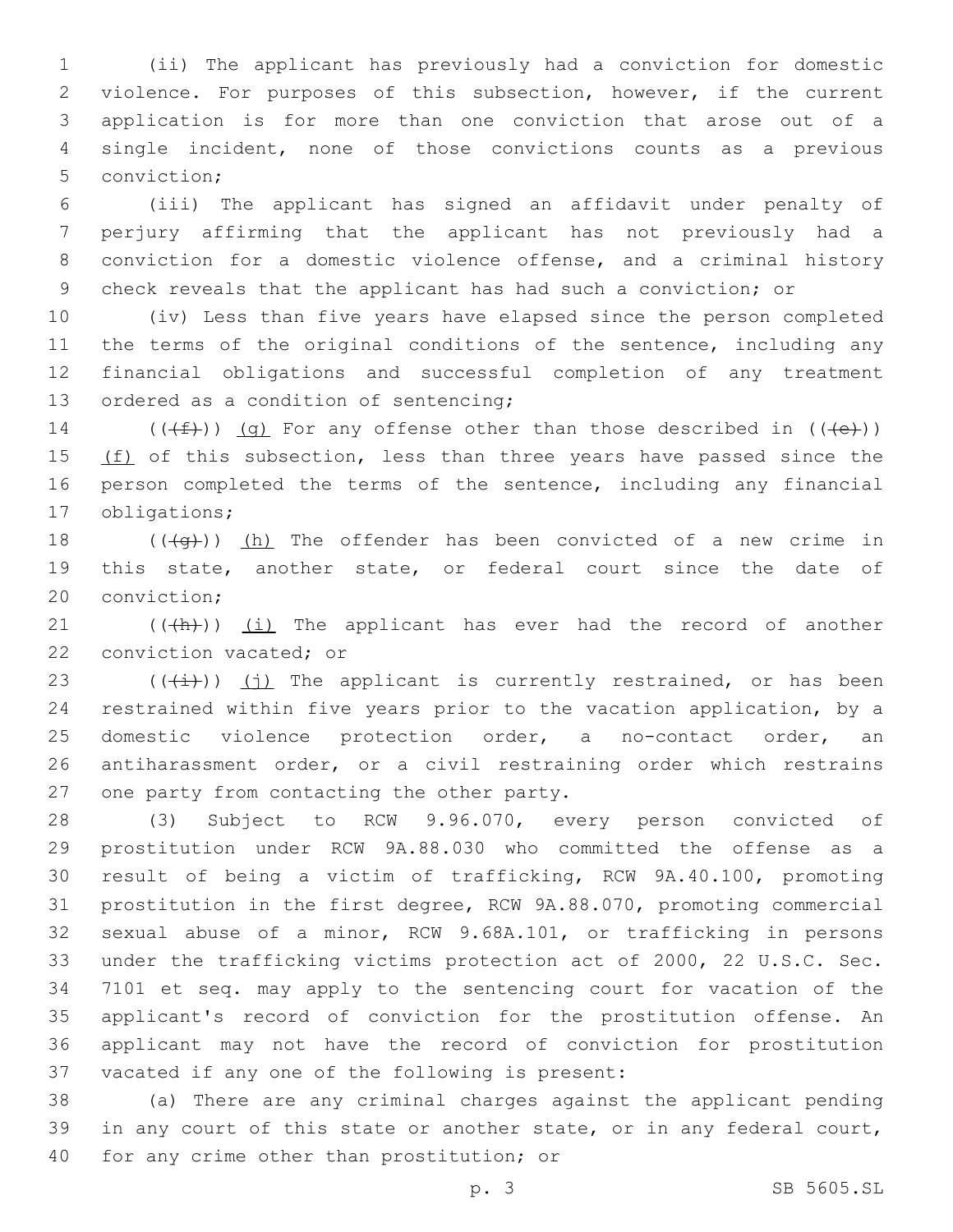(ii) The applicant has previously had a conviction for domestic violence. For purposes of this subsection, however, if the current application is for more than one conviction that arose out of a single incident, none of those convictions counts as a previous conviction;

(iii) The applicant has signed an affidavit under penalty of perjury affirming that the applicant has not previously had a conviction for a domestic violence offense, and a criminal history check reveals that the applicant has had such a conviction; or

(iv) Less than five years have elapsed since the person completed the terms of the original conditions of the sentence, including any financial obligations and successful completion of any treatment ordered as a condition of sentencing;

((~~(f)~~)) (g) For any offense other than those described in ((~~(e)~~)) (f) of this subsection, less than three years have passed since the person completed the terms of the sentence, including any financial obligations;

((~~(g)~~)) (h) The offender has been convicted of a new crime in this state, another state, or federal court since the date of conviction;

((~~(h)~~)) (i) The applicant has ever had the record of another conviction vacated; or

((~~(i)~~)) (j) The applicant is currently restrained, or has been restrained within five years prior to the vacation application, by a domestic violence protection order, a no-contact order, an antiharassment order, or a civil restraining order which restrains one party from contacting the other party.

(3) Subject to RCW 9.96.070, every person convicted of prostitution under RCW 9A.88.030 who committed the offense as a result of being a victim of trafficking, RCW 9A.40.100, promoting prostitution in the first degree, RCW 9A.88.070, promoting commercial sexual abuse of a minor, RCW 9.68A.101, or trafficking in persons under the trafficking victims protection act of 2000, 22 U.S.C. Sec. 7101 et seq. may apply to the sentencing court for vacation of the applicant's record of conviction for the prostitution offense. An applicant may not have the record of conviction for prostitution vacated if any one of the following is present:

(a) There are any criminal charges against the applicant pending in any court of this state or another state, or in any federal court, for any crime other than prostitution; or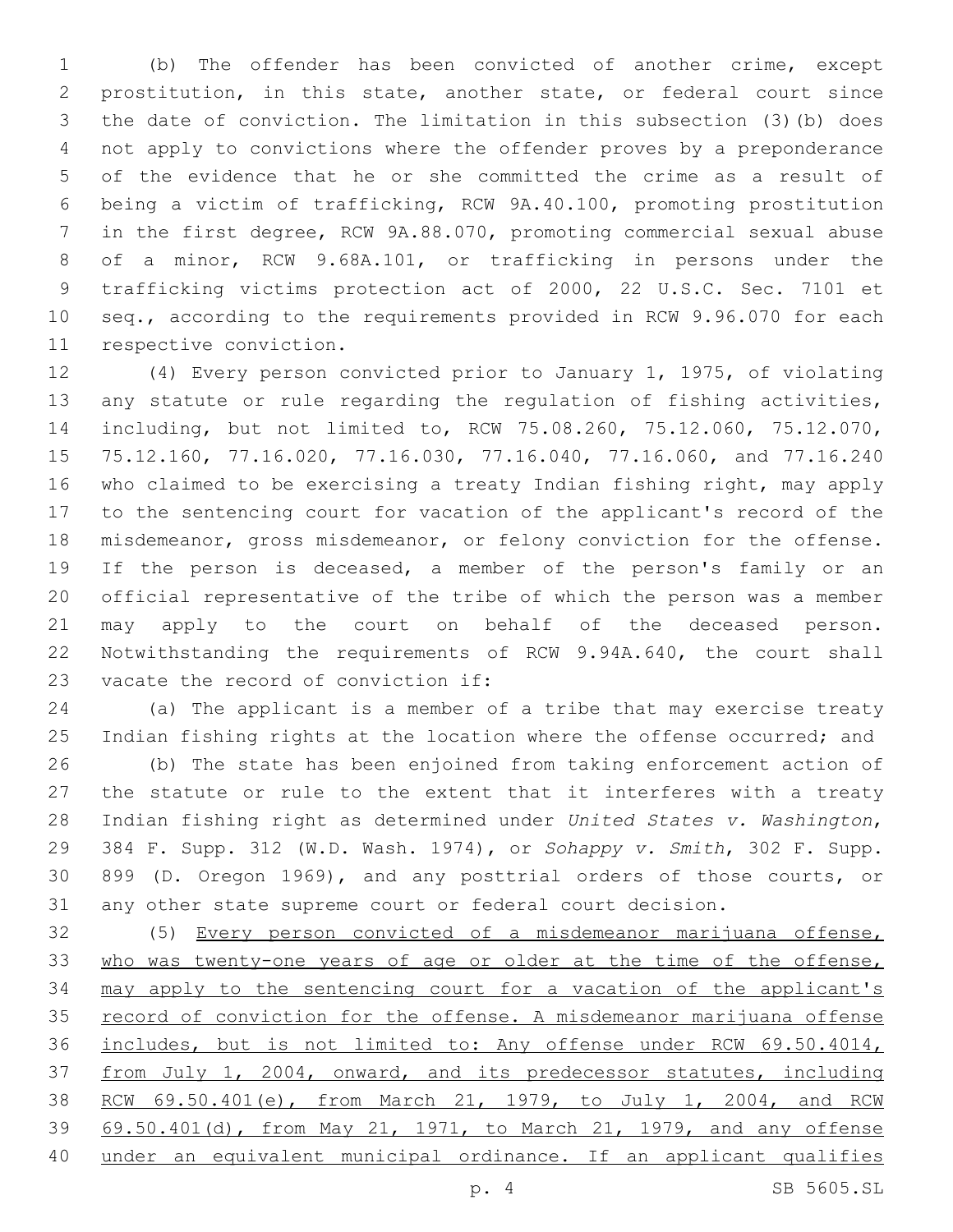(b) The offender has been convicted of another crime, except prostitution, in this state, another state, or federal court since the date of conviction. The limitation in this subsection (3)(b) does not apply to convictions where the offender proves by a preponderance of the evidence that he or she committed the crime as a result of being a victim of trafficking, RCW 9A.40.100, promoting prostitution in the first degree, RCW 9A.88.070, promoting commercial sexual abuse of a minor, RCW 9.68A.101, or trafficking in persons under the trafficking victims protection act of 2000, 22 U.S.C. Sec. 7101 et seq., according to the requirements provided in RCW 9.96.070 for each respective conviction.

(4) Every person convicted prior to January 1, 1975, of violating any statute or rule regarding the regulation of fishing activities, including, but not limited to, RCW 75.08.260, 75.12.060, 75.12.070, 75.12.160, 77.16.020, 77.16.030, 77.16.040, 77.16.060, and 77.16.240 who claimed to be exercising a treaty Indian fishing right, may apply to the sentencing court for vacation of the applicant's record of the misdemeanor, gross misdemeanor, or felony conviction for the offense. If the person is deceased, a member of the person's family or an official representative of the tribe of which the person was a member may apply to the court on behalf of the deceased person. Notwithstanding the requirements of RCW 9.94A.640, the court shall vacate the record of conviction if:

(a) The applicant is a member of a tribe that may exercise treaty Indian fishing rights at the location where the offense occurred; and

(b) The state has been enjoined from taking enforcement action of the statute or rule to the extent that it interferes with a treaty Indian fishing right as determined under *United States v. Washington*, 384 F. Supp. 312 (W.D. Wash. 1974), or *Sohappy v. Smith*, 302 F. Supp. 899 (D. Oregon 1969), and any posttrial orders of those courts, or any other state supreme court or federal court decision.

(5) <u>Every person convicted of a misdemeanor marijuana offense, who was twenty-one years of age or older at the time of the offense, may apply to the sentencing court for a vacation of the applicant's record of conviction for the offense. A misdemeanor marijuana offense includes, but is not limited to: Any offense under RCW 69.50.4014, from July 1, 2004, onward, and its predecessor statutes, including RCW 69.50.401(e), from March 21, 1979, to July 1, 2004, and RCW 69.50.401(d), from May 21, 1971, to March 21, 1979, and any offense under an equivalent municipal ordinance. If an applicant qualifies</u>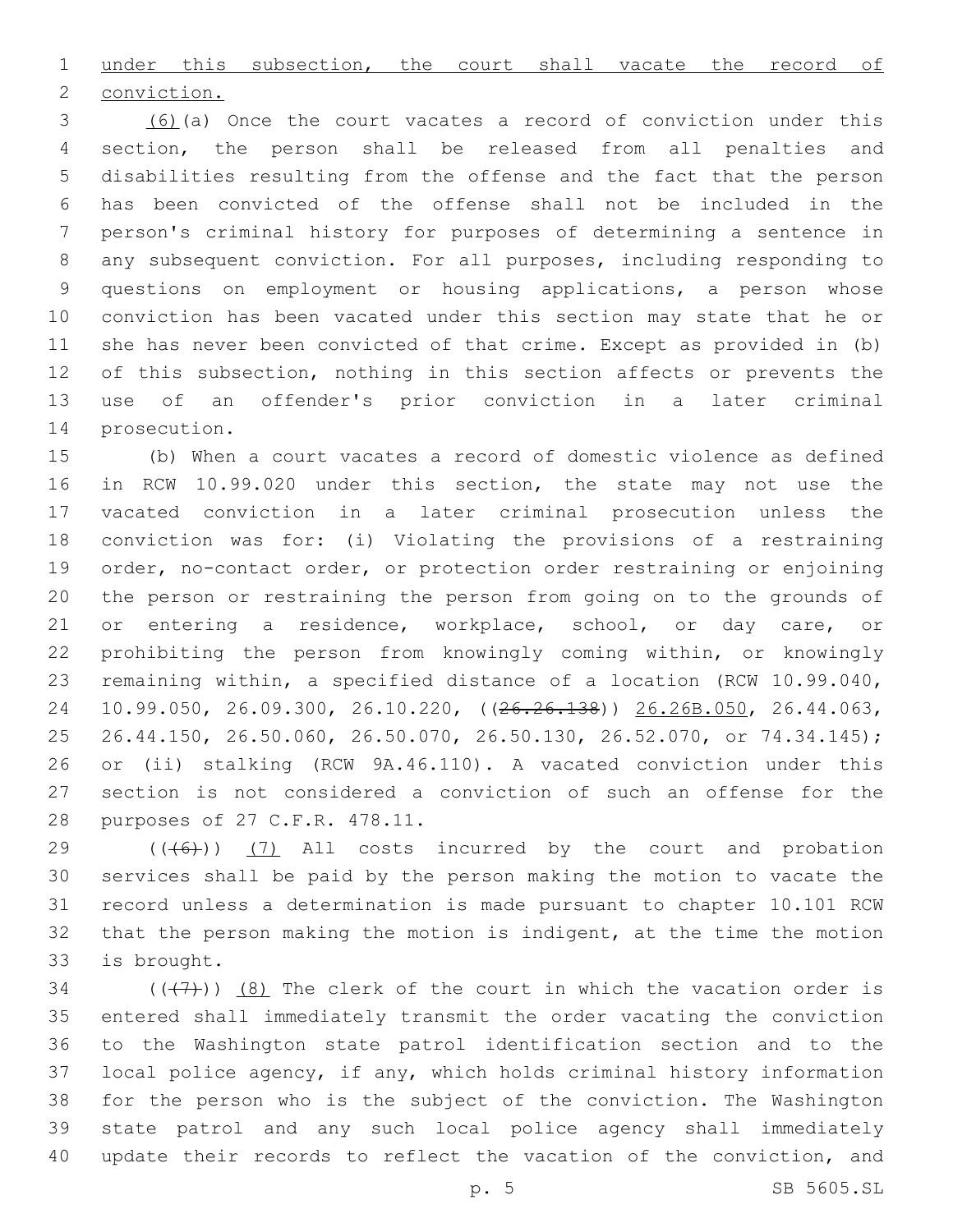under this subsection, the court shall vacate the record of conviction.

(6)(a) Once the court vacates a record of conviction under this section, the person shall be released from all penalties and disabilities resulting from the offense and the fact that the person has been convicted of the offense shall not be included in the person's criminal history for purposes of determining a sentence in any subsequent conviction. For all purposes, including responding to questions on employment or housing applications, a person whose conviction has been vacated under this section may state that he or she has never been convicted of that crime. Except as provided in (b) of this subsection, nothing in this section affects or prevents the use of an offender's prior conviction in a later criminal prosecution.

(b) When a court vacates a record of domestic violence as defined in RCW 10.99.020 under this section, the state may not use the vacated conviction in a later criminal prosecution unless the conviction was for: (i) Violating the provisions of a restraining order, no-contact order, or protection order restraining or enjoining the person or restraining the person from going on to the grounds of or entering a residence, workplace, school, or day care, or prohibiting the person from knowingly coming within, or knowingly remaining within, a specified distance of a location (RCW 10.99.040, 10.99.050, 26.09.300, 26.10.220, ((26.26.138)) 26.26B.050, 26.44.063, 26.44.150, 26.50.060, 26.50.070, 26.50.130, 26.52.070, or 74.34.145); or (ii) stalking (RCW 9A.46.110). A vacated conviction under this section is not considered a conviction of such an offense for the purposes of 27 C.F.R. 478.11.

(((6))) (7) All costs incurred by the court and probation services shall be paid by the person making the motion to vacate the record unless a determination is made pursuant to chapter 10.101 RCW that the person making the motion is indigent, at the time the motion is brought.

(((7))) (8) The clerk of the court in which the vacation order is entered shall immediately transmit the order vacating the conviction to the Washington state patrol identification section and to the local police agency, if any, which holds criminal history information for the person who is the subject of the conviction. The Washington state patrol and any such local police agency shall immediately update their records to reflect the vacation of the conviction, and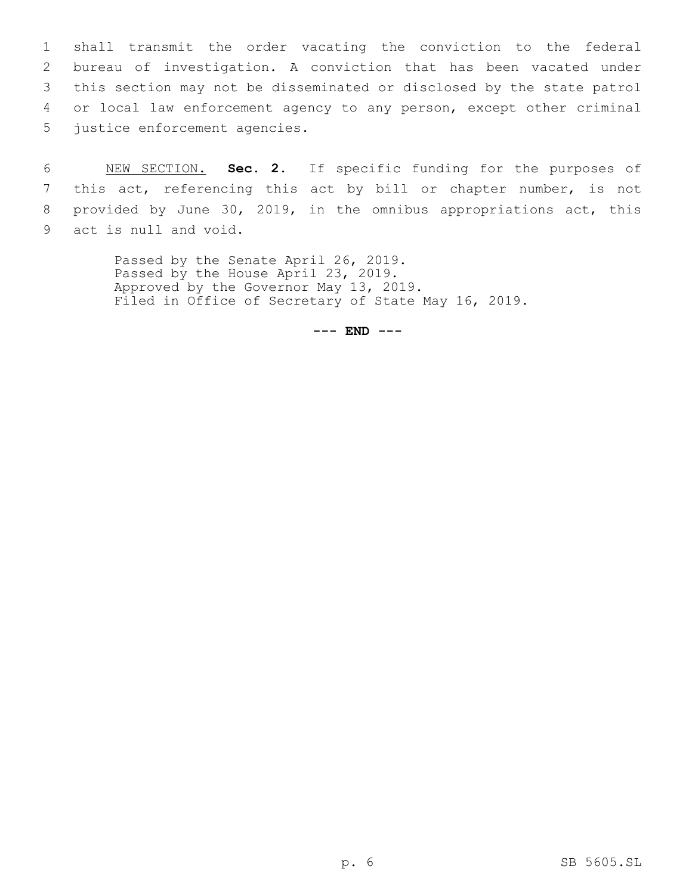shall transmit the order vacating the conviction to the federal bureau of investigation. A conviction that has been vacated under this section may not be disseminated or disclosed by the state patrol or local law enforcement agency to any person, except other criminal justice enforcement agencies.

NEW SECTION. **Sec. 2.** If specific funding for the purposes of this act, referencing this act by bill or chapter number, is not provided by June 30, 2019, in the omnibus appropriations act, this act is null and void.

Passed by the Senate April 26, 2019.
Passed by the House April 23, 2019.
Approved by the Governor May 13, 2019.
Filed in Office of Secretary of State May 16, 2019.

**--- END ---**